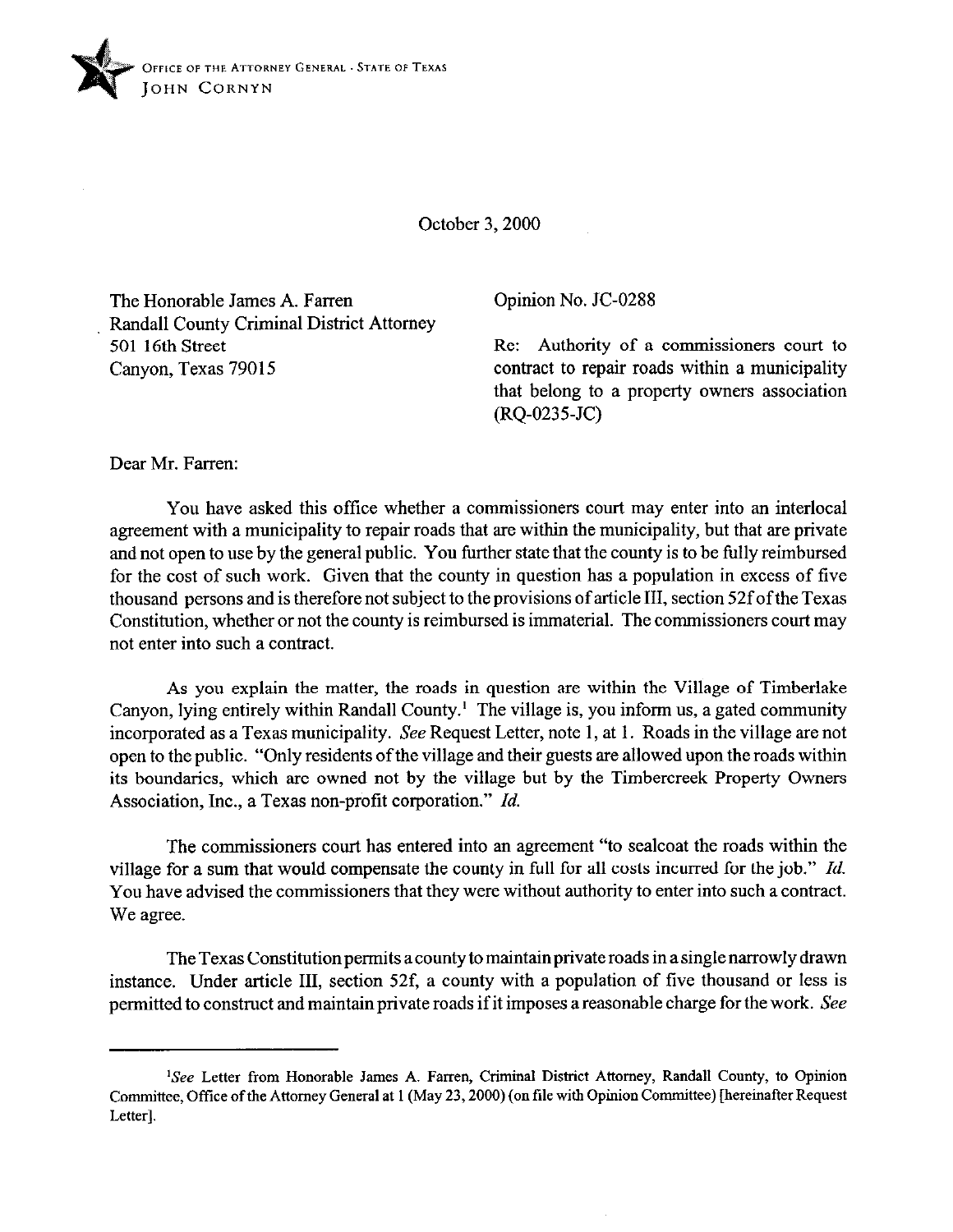OFFICE OF THE ATTORNEY GENERAL · STATE OF TEXAS
JOHN CORNYN

October 3, 2000

The Honorable James A. Farren
Randall County Criminal District Attorney
501 16th Street
Canyon, Texas 79015

Opinion No. JC-0288

Re: Authority of a commissioners court to contract to repair roads within a municipality that belong to a property owners association (RQ-0235-JC)

Dear Mr. Farren:

You have asked this office whether a commissioners court may enter into an interlocal agreement with a municipality to repair roads that are within the municipality, but that are private and not open to use by the general public. You further state that the county is to be fully reimbursed for the cost of such work. Given that the county in question has a population in excess of five thousand persons and is therefore not subject to the provisions of article III, section 52f of the Texas Constitution, whether or not the county is reimbursed is immaterial. The commissioners court may not enter into such a contract.

As you explain the matter, the roads in question are within the Village of Timberlake Canyon, lying entirely within Randall County.[1] The village is, you inform us, a gated community incorporated as a Texas municipality. *See* Request Letter, note 1, at 1. Roads in the village are not open to the public. "Only residents of the village and their guests are allowed upon the roads within its boundaries, which are owned not by the village but by the Timbercreek Property Owners Association, Inc., a Texas non-profit corporation." *Id.*

The commissioners court has entered into an agreement "to sealcoat the roads within the village for a sum that would compensate the county in full for all costs incurred for the job." *Id.* You have advised the commissioners that they were without authority to enter into such a contract. We agree.

The Texas Constitution permits a county to maintain private roads in a single narrowly drawn instance. Under article III, section 52f, a county with a population of five thousand or less is permitted to construct and maintain private roads if it imposes a reasonable charge for the work. *See*

[1] *See* Letter from Honorable James A. Farren, Criminal District Attorney, Randall County, to Opinion Committee, Office of the Attorney General at 1 (May 23, 2000) (on file with Opinion Committee) [hereinafter Request Letter].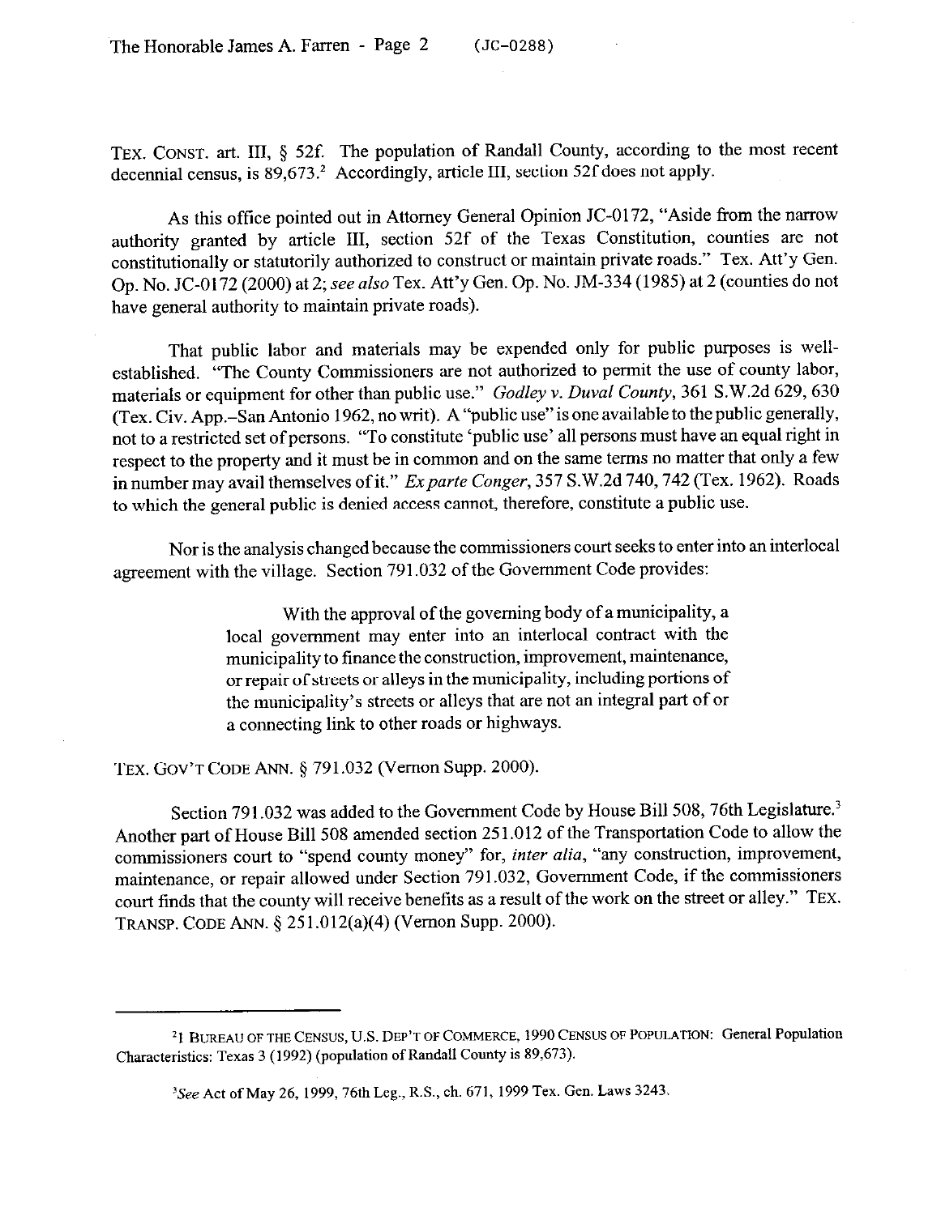TEX. CONST. art. III, § 52f. The population of Randall County, according to the most recent decennial census, is 89,673.[2] Accordingly, article III, section 52f does not apply.

As this office pointed out in Attorney General Opinion JC-0172, "Aside from the narrow authority granted by article III, section 52f of the Texas Constitution, counties are not constitutionally or statutorily authorized to construct or maintain private roads." Tex. Att'y Gen. Op. No. JC-0172 (2000) at 2; *see also* Tex. Att'y Gen. Op. No. JM-334 (1985) at 2 (counties do not have general authority to maintain private roads).

That public labor and materials may be expended only for public purposes is well-established. "The County Commissioners are not authorized to permit the use of county labor, materials or equipment for other than public use." *Godley v. Duval County*, 361 S.W.2d 629, 630 (Tex. Civ. App.–San Antonio 1962, no writ). A "public use" is one available to the public generally, not to a restricted set of persons. "To constitute 'public use' all persons must have an equal right in respect to the property and it must be in common and on the same terms no matter that only a few in number may avail themselves of it." *Ex parte Conger*, 357 S.W.2d 740, 742 (Tex. 1962). Roads to which the general public is denied access cannot, therefore, constitute a public use.

Nor is the analysis changed because the commissioners court seeks to enter into an interlocal agreement with the village. Section 791.032 of the Government Code provides:

> With the approval of the governing body of a municipality, a local government may enter into an interlocal contract with the municipality to finance the construction, improvement, maintenance, or repair of streets or alleys in the municipality, including portions of the municipality's streets or alleys that are not an integral part of or a connecting link to other roads or highways.

TEX. GOV'T CODE ANN. § 791.032 (Vernon Supp. 2000).

Section 791.032 was added to the Government Code by House Bill 508, 76th Legislature.[3] Another part of House Bill 508 amended section 251.012 of the Transportation Code to allow the commissioners court to "spend county money" for, *inter alia*, "any construction, improvement, maintenance, or repair allowed under Section 791.032, Government Code, if the commissioners court finds that the county will receive benefits as a result of the work on the street or alley." TEX. TRANSP. CODE ANN. § 251.012(a)(4) (Vernon Supp. 2000).

---

[2] 1 BUREAU OF THE CENSUS, U.S. DEP'T OF COMMERCE, 1990 CENSUS OF POPULATION: General Population Characteristics: Texas 3 (1992) (population of Randall County is 89,673).

[3] *See* Act of May 26, 1999, 76th Leg., R.S., ch. 671, 1999 Tex. Gen. Laws 3243.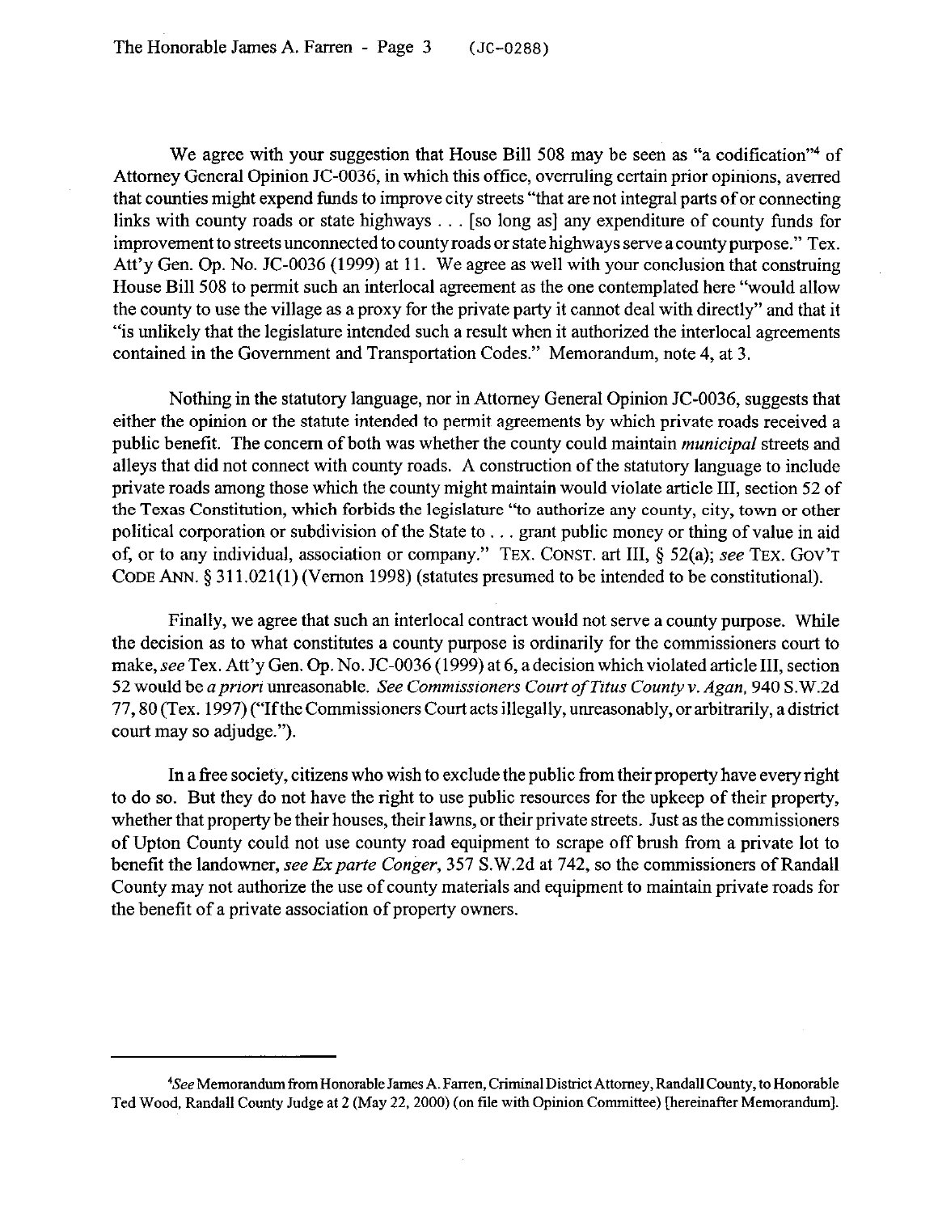We agree with your suggestion that House Bill 508 may be seen as "a codification"[4] of Attorney General Opinion JC-0036, in which this office, overruling certain prior opinions, averred that counties might expend funds to improve city streets "that are not integral parts of or connecting links with county roads or state highways . . . [so long as] any expenditure of county funds for improvement to streets unconnected to county roads or state highways serve a county purpose." Tex. Att'y Gen. Op. No. JC-0036 (1999) at 11. We agree as well with your conclusion that construing House Bill 508 to permit such an interlocal agreement as the one contemplated here "would allow the county to use the village as a proxy for the private party it cannot deal with directly" and that it "is unlikely that the legislature intended such a result when it authorized the interlocal agreements contained in the Government and Transportation Codes." Memorandum, note 4, at 3.

Nothing in the statutory language, nor in Attorney General Opinion JC-0036, suggests that either the opinion or the statute intended to permit agreements by which private roads received a public benefit. The concern of both was whether the county could maintain *municipal* streets and alleys that did not connect with county roads. A construction of the statutory language to include private roads among those which the county might maintain would violate article III, section 52 of the Texas Constitution, which forbids the legislature "to authorize any county, city, town or other political corporation or subdivision of the State to . . . grant public money or thing of value in aid of, or to any individual, association or company." TEX. CONST. art III, § 52(a); *see* TEX. GOV'T CODE ANN. § 311.021(1) (Vernon 1998) (statutes presumed to be intended to be constitutional).

Finally, we agree that such an interlocal contract would not serve a county purpose. While the decision as to what constitutes a county purpose is ordinarily for the commissioners court to make, *see* Tex. Att'y Gen. Op. No. JC-0036 (1999) at 6, a decision which violated article III, section 52 would be *a priori* unreasonable. *See Commissioners Court of Titus County v. Agan*, 940 S.W.2d 77, 80 (Tex. 1997) ("If the Commissioners Court acts illegally, unreasonably, or arbitrarily, a district court may so adjudge.").

In a free society, citizens who wish to exclude the public from their property have every right to do so. But they do not have the right to use public resources for the upkeep of their property, whether that property be their houses, their lawns, or their private streets. Just as the commissioners of Upton County could not use county road equipment to scrape off brush from a private lot to benefit the landowner, *see Ex parte Conger*, 357 S.W.2d at 742, so the commissioners of Randall County may not authorize the use of county materials and equipment to maintain private roads for the benefit of a private association of property owners.

---

[4] *See* Memorandum from Honorable James A. Farren, Criminal District Attorney, Randall County, to Honorable Ted Wood, Randall County Judge at 2 (May 22, 2000) (on file with Opinion Committee) [hereinafter Memorandum].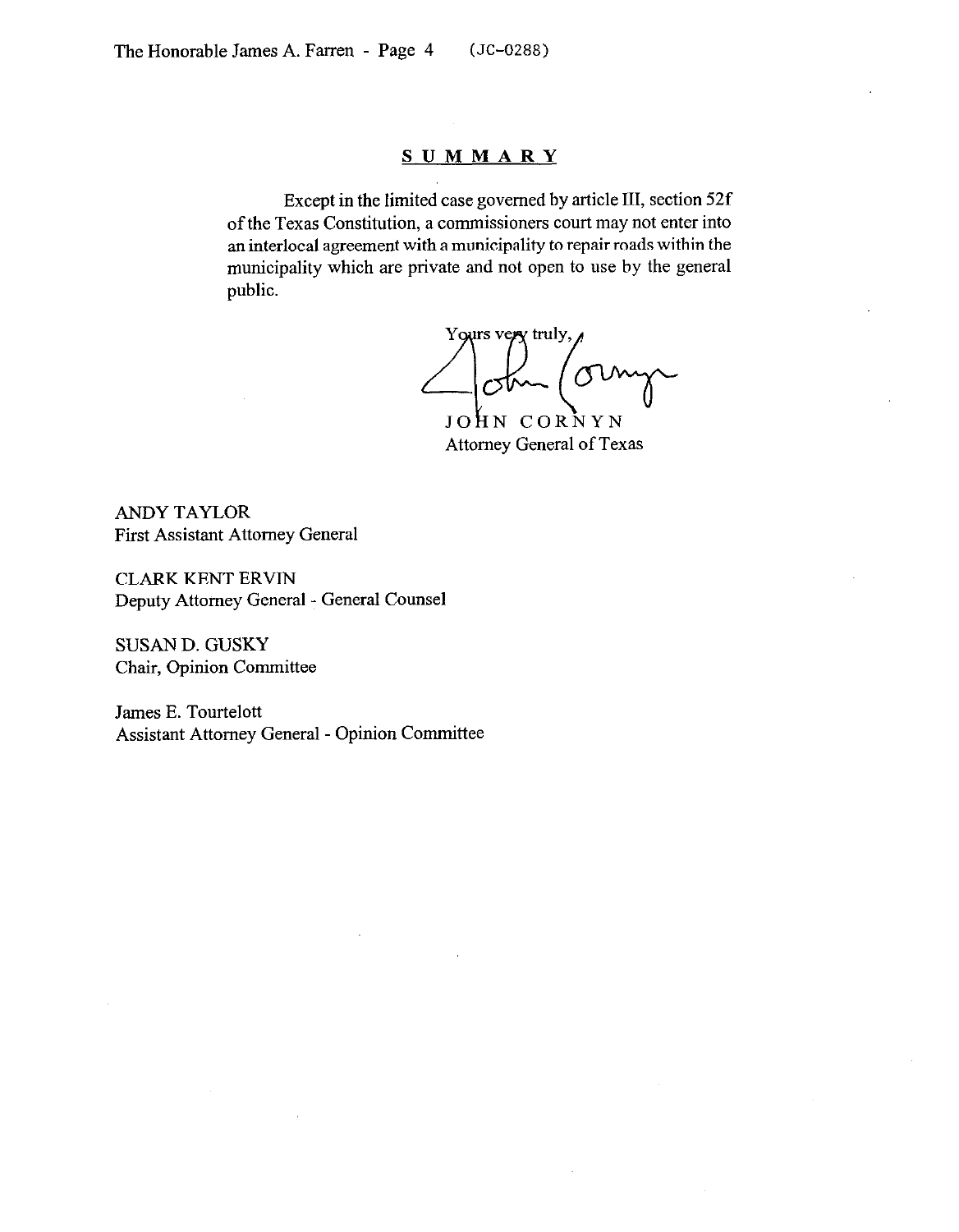## SUMMARY

Except in the limited case governed by article III, section 52f of the Texas Constitution, a commissioners court may not enter into an interlocal agreement with a municipality to repair roads within the municipality which are private and not open to use by the general public.

Yours very truly,

JOHN CORNYN
Attorney General of Texas

ANDY TAYLOR
First Assistant Attorney General

CLARK KENT ERVIN
Deputy Attorney General - General Counsel

SUSAN D. GUSKY
Chair, Opinion Committee

James E. Tourtelott
Assistant Attorney General - Opinion Committee